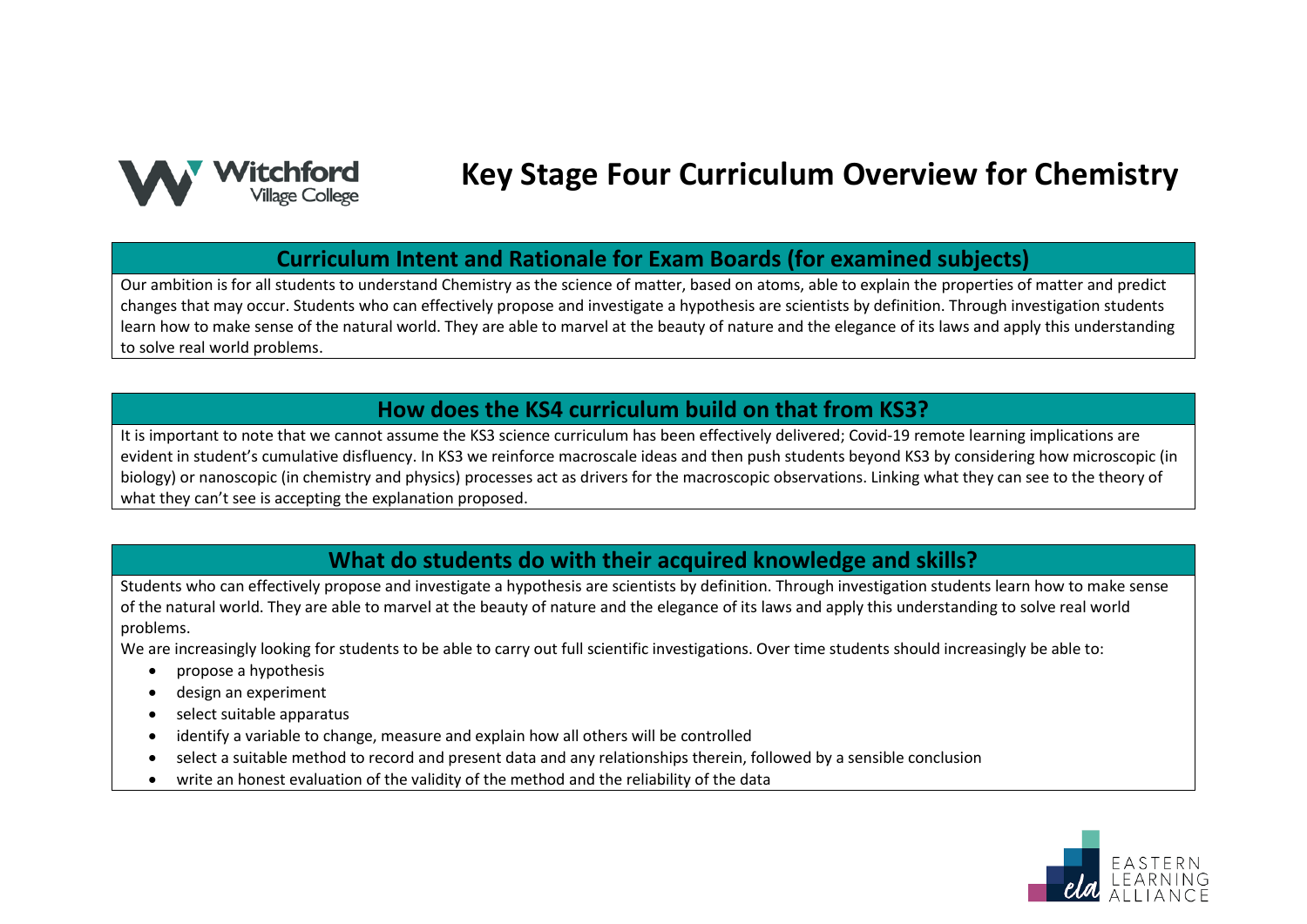# Key Stage Four Curriculum Overview for Chemistry

## Curriculum Intent and Rationale for Exam Boards (for examined subjects)

Our ambition is for all students to understand Chemistry as the science of matter, based on atoms, able to explain the properties of matter and predict changes that may occur. Students who can effectively propose and investigate a hypothesis are scientists by definition. Through investigation students learn how to make sense of the natural world. They are able to marvel at the beauty of nature and the elegance of its laws and apply this understanding to solve real world problems.

## How does the KS4 curriculum build on that from KS3?

It is important to note that we cannot assume the KS3 science curriculum has been effectively delivered; Covid-19 remote learning implications are evident in student's cumulative disfluency. In KS3 we reinforce macroscale ideas and then push students beyond KS3 by considering how microscopic (in biology) or nanoscopic (in chemistry and physics) processes act as drivers for the macroscopic observations. Linking what they can see to the theory of what they can't see is accepting the explanation proposed.

## What do students do with their acquired knowledge and skills?

Students who can effectively propose and investigate a hypothesis are scientists by definition. Through investigation students learn how to make sense of the natural world. They are able to marvel at the beauty of nature and the elegance of its laws and apply this understanding to solve real world problems.

We are increasingly looking for students to be able to carry out full scientific investigations. Over time students should increasingly be able to:

- propose a hypothesis
- design an experiment
- select suitable apparatus
- identify a variable to change, measure and explain how all others will be controlled
- select a suitable method to record and present data and any relationships therein, followed by a sensible conclusion
- write an honest evaluation of the validity of the method and the reliability of the data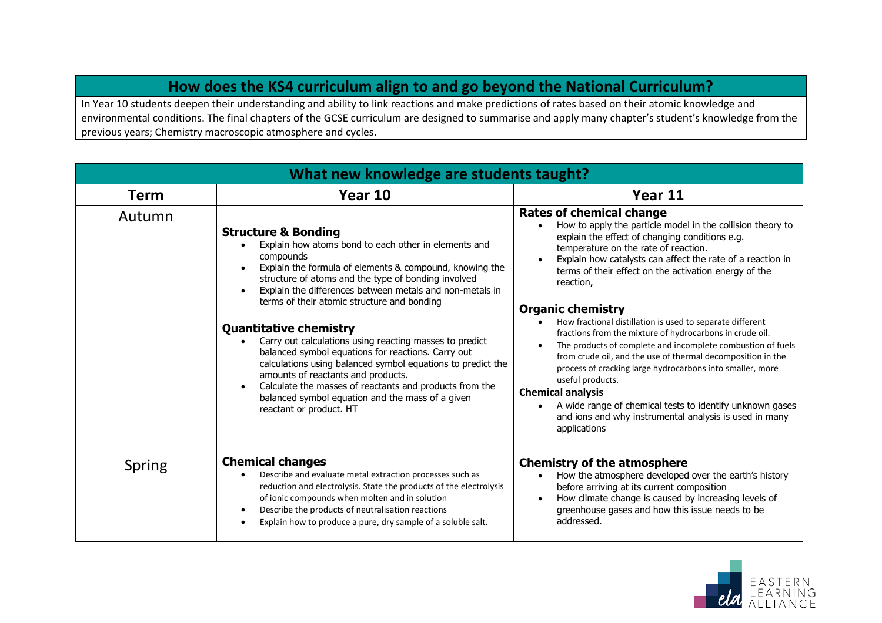## How does the KS4 curriculum align to and go beyond the National Curriculum?

In Year 10 students deepen their understanding and ability to link reactions and make predictions of rates based on their atomic knowledge and environmental conditions. The final chapters of the GCSE curriculum are designed to summarise and apply many chapter's student's knowledge from the previous years; Chemistry macroscopic atmosphere and cycles.

## What new knowledge are students taught?

| Term | Year 10 | Year 11 |
|---|---|---|
| Autumn | **Structure & Bonding**<br>• Explain how atoms bond to each other in elements and compounds<br>• Explain the formula of elements & compound, knowing the structure of atoms and the type of bonding involved<br>• Explain the differences between metals and non-metals in terms of their atomic structure and bonding<br><br>**Quantitative chemistry**<br>• Carry out calculations using reacting masses to predict balanced symbol equations for reactions. Carry out calculations using balanced symbol equations to predict the amounts of reactants and products.<br>• Calculate the masses of reactants and products from the balanced symbol equation and the mass of a given reactant or product. HT | **Rates of chemical change**<br>• How to apply the particle model in the collision theory to explain the effect of changing conditions e.g. temperature on the rate of reaction.<br>• Explain how catalysts can affect the rate of a reaction in terms of their effect on the activation energy of the reaction,<br><br>**Organic chemistry**<br>• How fractional distillation is used to separate different fractions from the mixture of hydrocarbons in crude oil.<br>• The products of complete and incomplete combustion of fuels from crude oil, and the use of thermal decomposition in the process of cracking large hydrocarbons into smaller, more useful products.<br><br>**Chemical analysis**<br>• A wide range of chemical tests to identify unknown gases and ions and why instrumental analysis is used in many applications |
| Spring | **Chemical changes**<br>• Describe and evaluate metal extraction processes such as reduction and electrolysis. State the products of the electrolysis of ionic compounds when molten and in solution<br>• Describe the products of neutralisation reactions<br>• Explain how to produce a pure, dry sample of a soluble salt. | **Chemistry of the atmosphere**<br>• How the atmosphere developed over the earth's history before arriving at its current composition<br>• How climate change is caused by increasing levels of greenhouse gases and how this issue needs to be addressed. |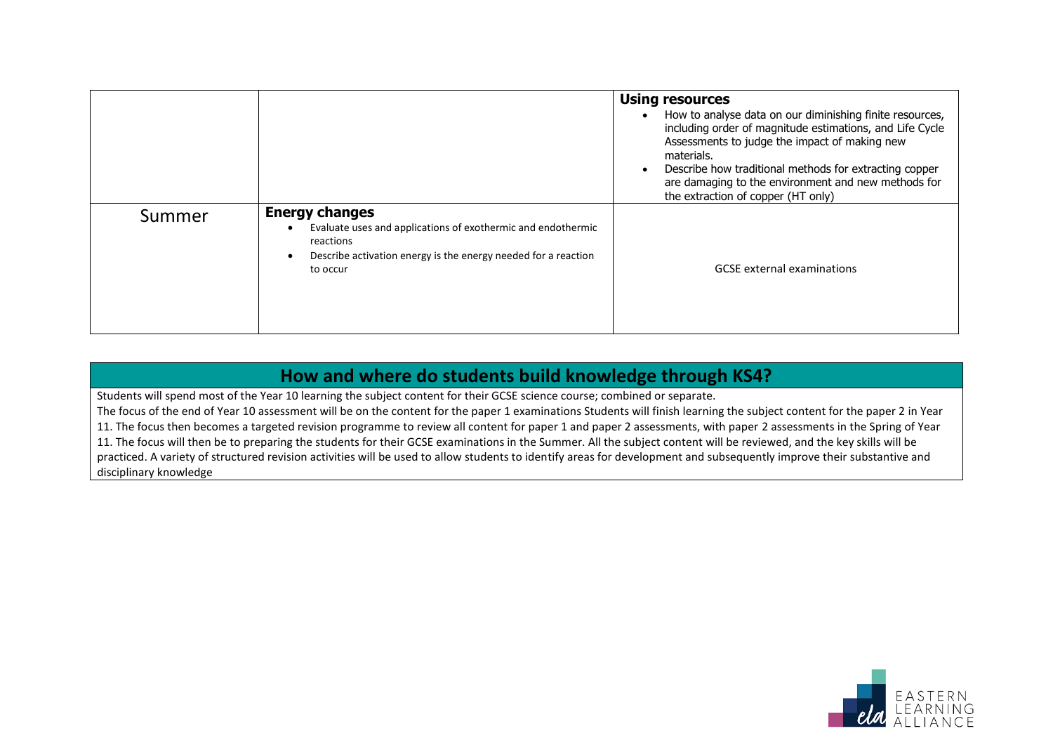| | | |
|---|---|---|
| | | **Using resources**<br>• How to analyse data on our diminishing finite resources, including order of magnitude estimations, and Life Cycle Assessments to judge the impact of making new materials.<br>• Describe how traditional methods for extracting copper are damaging to the environment and new methods for the extraction of copper (HT only) |
| Summer | **Energy changes**<br>• Evaluate uses and applications of exothermic and endothermic reactions<br>• Describe activation energy is the energy needed for a reaction to occur | GCSE external examinations |

## How and where do students build knowledge through KS4?

Students will spend most of the Year 10 learning the subject content for their GCSE science course; combined or separate.
The focus of the end of Year 10 assessment will be on the content for the paper 1 examinations Students will finish learning the subject content for the paper 2 in Year 11. The focus then becomes a targeted revision programme to review all content for paper 1 and paper 2 assessments, with paper 2 assessments in the Spring of Year 11. The focus will then be to preparing the students for their GCSE examinations in the Summer. All the subject content will be reviewed, and the key skills will be practiced. A variety of structured revision activities will be used to allow students to identify areas for development and subsequently improve their substantive and disciplinary knowledge

ela EASTERN LEARNING ALLIANCE